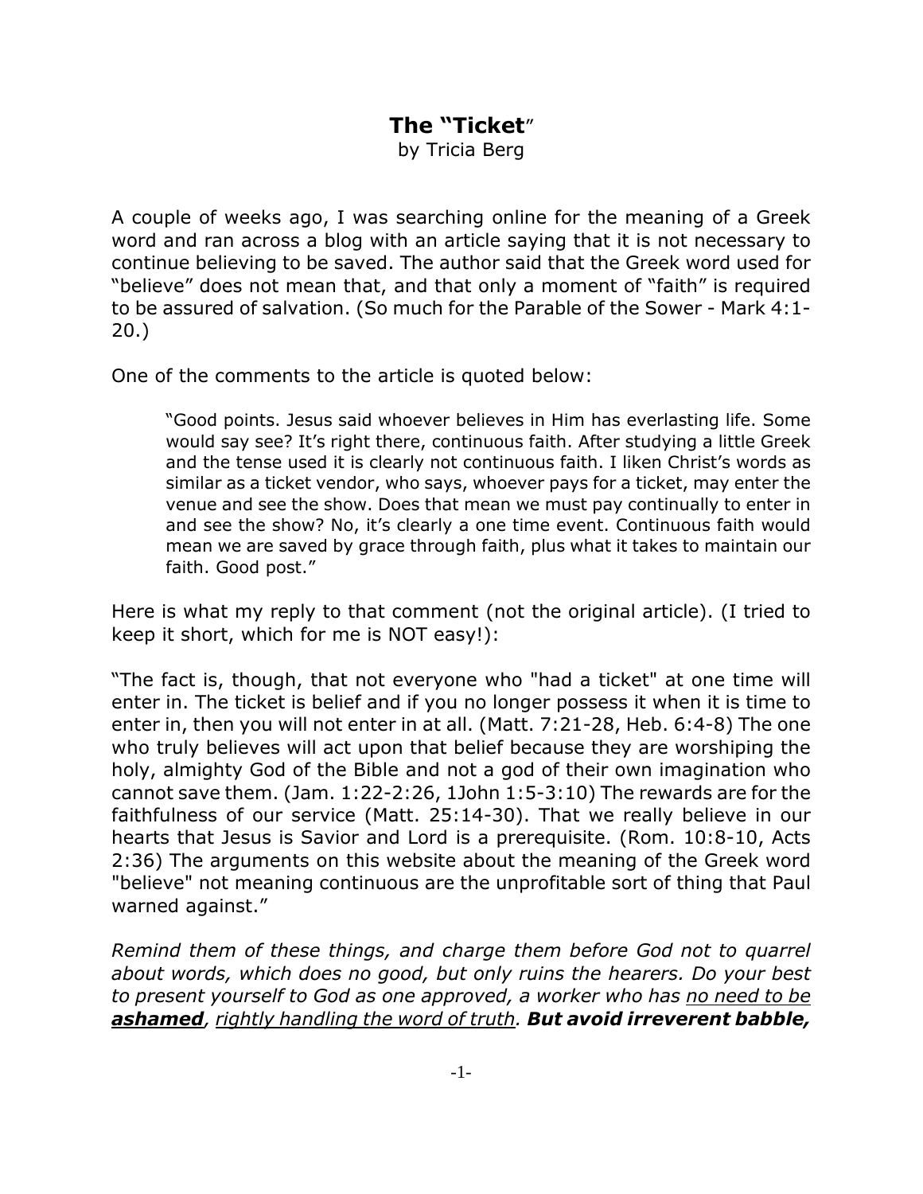# The "Ticket"

by Tricia Berg

A couple of weeks ago, I was searching online for the meaning of a Greek word and ran across a blog with an article saying that it is not necessary to continue believing to be saved. The author said that the Greek word used for "believe" does not mean that, and that only a moment of "faith" is required to be assured of salvation. (So much for the Parable of the Sower - Mark 4:1-20.)

One of the comments to the article is quoted below:

> "Good points. Jesus said whoever believes in Him has everlasting life. Some would say see? It's right there, continuous faith. After studying a little Greek and the tense used it is clearly not continuous faith. I liken Christ's words as similar as a ticket vendor, who says, whoever pays for a ticket, may enter the venue and see the show. Does that mean we must pay continually to enter in and see the show? No, it's clearly a one time event. Continuous faith would mean we are saved by grace through faith, plus what it takes to maintain our faith. Good post."

Here is what my reply to that comment (not the original article). (I tried to keep it short, which for me is NOT easy!):

"The fact is, though, that not everyone who "had a ticket" at one time will enter in. The ticket is belief and if you no longer possess it when it is time to enter in, then you will not enter in at all. (Matt. 7:21-28, Heb. 6:4-8) The one who truly believes will act upon that belief because they are worshiping the holy, almighty God of the Bible and not a god of their own imagination who cannot save them. (Jam. 1:22-2:26, 1John 1:5-3:10) The rewards are for the faithfulness of our service (Matt. 25:14-30). That we really believe in our hearts that Jesus is Savior and Lord is a prerequisite. (Rom. 10:8-10, Acts 2:36) The arguments on this website about the meaning of the Greek word "believe" not meaning continuous are the unprofitable sort of thing that Paul warned against."

*Remind them of these things, and charge them before God not to quarrel about words, which does no good, but only ruins the hearers. Do your best to present yourself to God as one approved, a worker who has <u>no need to be **ashamed**</u>, <u>rightly handling the word of truth</u>. **But avoid irreverent babble,***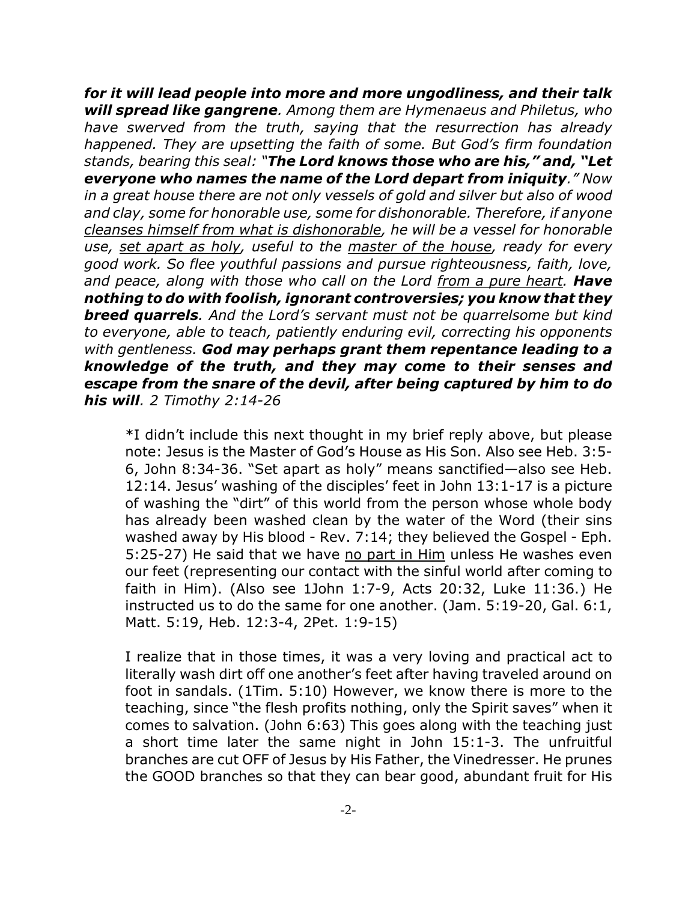***for it will lead people into more and more ungodliness, and their talk will spread like gangrene****. Among them are Hymenaeus and Philetus, who have swerved from the truth, saying that the resurrection has already happened. They are upsetting the faith of some. But God's firm foundation stands, bearing this seal: "****The Lord knows those who are his," and, "Let everyone who names the name of the Lord depart from iniquity****." Now in a great house there are not only vessels of gold and silver but also of wood and clay, some for honorable use, some for dishonorable. Therefore, if anyone <u>cleanses himself from what is dishonorable</u>, he will be a vessel for honorable use, <u>set apart as holy</u>, useful to the <u>master of the house</u>, ready for every good work. So flee youthful passions and pursue righteousness, faith, love, and peace, along with those who call on the Lord <u>from a pure heart</u>.* ***Have nothing to do with foolish, ignorant controversies; you know that they breed quarrels****. And the Lord's servant must not be quarrelsome but kind to everyone, able to teach, patiently enduring evil, correcting his opponents with gentleness.* ***God may perhaps grant them repentance leading to a knowledge of the truth, and they may come to their senses and escape from the snare of the devil, after being captured by him to do his will****. 2 Timothy 2:14-26*

> *I didn't include this next thought in my brief reply above, but please note: Jesus is the Master of God's House as His Son. Also see Heb. 3:5-6, John 8:34-36. "Set apart as holy" means sanctified—also see Heb. 12:14. Jesus' washing of the disciples' feet in John 13:1-17 is a picture of washing the "dirt" of this world from the person whose whole body has already been washed clean by the water of the Word (their sins washed away by His blood - Rev. 7:14; they believed the Gospel - Eph. 5:25-27) He said that we have <u>no part in Him</u> unless He washes even our feet (representing our contact with the sinful world after coming to faith in Him). (Also see 1John 1:7-9, Acts 20:32, Luke 11:36.) He instructed us to do the same for one another. (Jam. 5:19-20, Gal. 6:1, Matt. 5:19, Heb. 12:3-4, 2Pet. 1:9-15)
>
> I realize that in those times, it was a very loving and practical act to literally wash dirt off one another's feet after having traveled around on foot in sandals. (1Tim. 5:10) However, we know there is more to the teaching, since "the flesh profits nothing, only the Spirit saves" when it comes to salvation. (John 6:63) This goes along with the teaching just a short time later the same night in John 15:1-3. The unfruitful branches are cut OFF of Jesus by His Father, the Vinedresser. He prunes the GOOD branches so that they can bear good, abundant fruit for His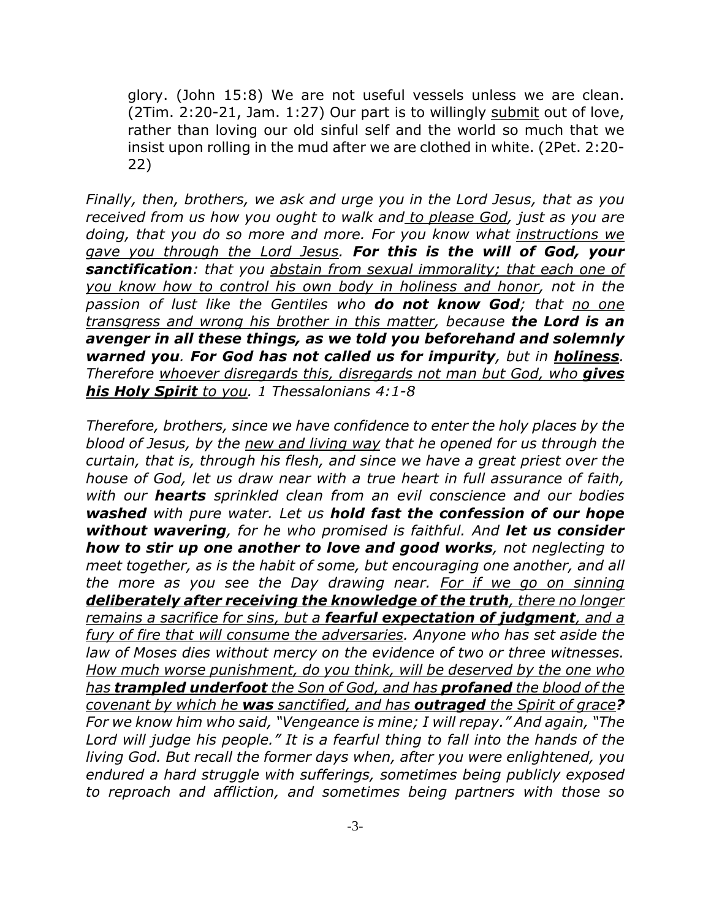glory. (John 15:8) We are not useful vessels unless we are clean. (2Tim. 2:20-21, Jam. 1:27) Our part is to willingly <u>submit</u> out of love, rather than loving our old sinful self and the world so much that we insist upon rolling in the mud after we are clothed in white. (2Pet. 2:20-22)

*Finally, then, brothers, we ask and urge you in the Lord Jesus, that as you received from us how you ought to walk and <u>to please God</u>, just as you are doing, that you do so more and more. For you know what <u>instructions we gave you through the Lord Jesus</u>.* ***For this is the will of God, your sanctification****: that you <u>abstain from sexual immorality; that each one of you know how to control his own body in holiness and honor</u>, not in the passion of lust like the Gentiles who* ***do not know God****; that <u>no one transgress and wrong his brother in this matter</u>, because* ***the Lord is an avenger in all these things, as we told you beforehand and solemnly warned you****.* ***For God has not called us for impurity****, but in* ***<u>holiness</u>****. Therefore <u>whoever disregards this, disregards not man but God, who</u>* ***<u>gives his Holy Spirit</u>*** *<u>to you</u>. 1 Thessalonians 4:1-8*

*Therefore, brothers, since we have confidence to enter the holy places by the blood of Jesus, by the <u>new and living way</u> that he opened for us through the curtain, that is, through his flesh, and since we have a great priest over the house of God, let us draw near with a true heart in full assurance of faith, with our* ***hearts*** *sprinkled clean from an evil conscience and our bodies* ***washed*** *with pure water. Let us* ***hold fast the confession of our hope without wavering****, for he who promised is faithful. And* ***let us consider how to stir up one another to love and good works****, not neglecting to meet together, as is the habit of some, but encouraging one another, and all the more as you see the Day drawing near. <u>For if we go on sinning</u>* ***<u>deliberately after receiving the knowledge of the truth</u>****<u>, there no longer remains a sacrifice for sins, but a</u>* ***<u>fearful expectation of judgment</u>****<u>, and a fury of fire that will consume the adversaries</u>. Anyone who has set aside the law of Moses dies without mercy on the evidence of two or three witnesses. <u>How much worse punishment, do you think, will be deserved by the one who has</u>* ***<u>trampled underfoot</u>*** *<u>the Son of God, and has</u>* ***<u>profaned</u>*** *<u>the blood of the covenant by which he</u>* ***<u>was</u>*** *<u>sanctified, and has</u>* ***<u>outraged</u>*** *<u>the Spirit of grace</u>***?** *For we know him who said, "Vengeance is mine; I will repay." And again, "The Lord will judge his people." It is a fearful thing to fall into the hands of the living God. But recall the former days when, after you were enlightened, you endured a hard struggle with sufferings, sometimes being publicly exposed to reproach and affliction, and sometimes being partners with those so*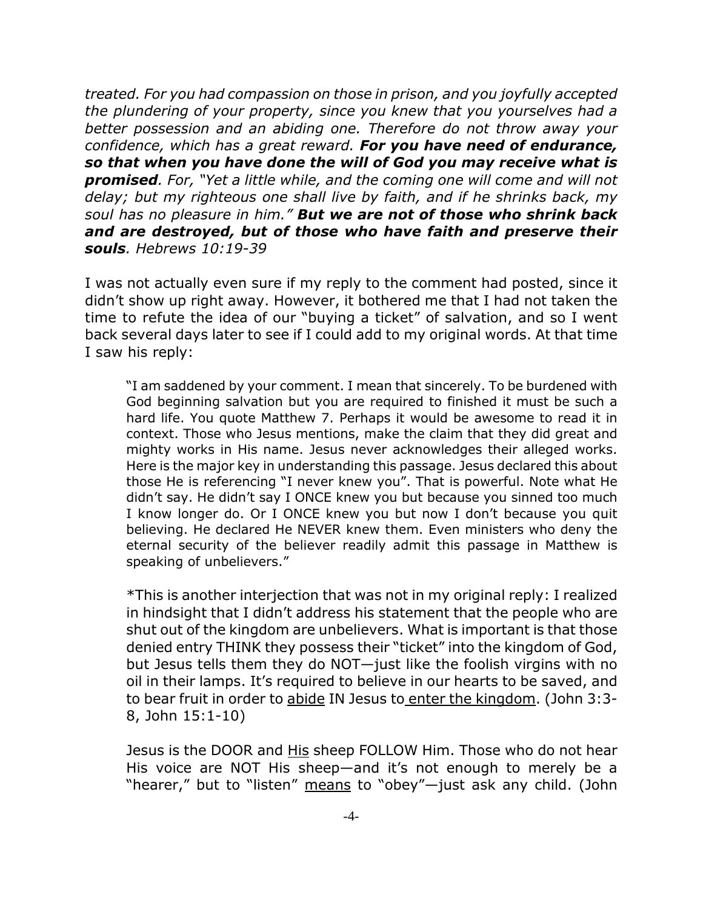*treated. For you had compassion on those in prison, and you joyfully accepted the plundering of your property, since you knew that you yourselves had a better possession and an abiding one. Therefore do not throw away your confidence, which has a great reward.* ***For you have need of endurance, so that when you have done the will of God you may receive what is promised****. For, "Yet a little while, and the coming one will come and will not delay; but my righteous one shall live by faith, and if he shrinks back, my soul has no pleasure in him."* ***But we are not of those who shrink back and are destroyed, but of those who have faith and preserve their souls****. Hebrews 10:19-39*

I was not actually even sure if my reply to the comment had posted, since it didn't show up right away. However, it bothered me that I had not taken the time to refute the idea of our "buying a ticket" of salvation, and so I went back several days later to see if I could add to my original words. At that time I saw his reply:

> "I am saddened by your comment. I mean that sincerely. To be burdened with God beginning salvation but you are required to finished it must be such a hard life. You quote Matthew 7. Perhaps it would be awesome to read it in context. Those who Jesus mentions, make the claim that they did great and mighty works in His name. Jesus never acknowledges their alleged works. Here is the major key in understanding this passage. Jesus declared this about those He is referencing "I never knew you". That is powerful. Note what He didn't say. He didn't say I ONCE knew you but because you sinned too much I know longer do. Or I ONCE knew you but now I don't because you quit believing. He declared He NEVER knew them. Even ministers who deny the eternal security of the believer readily admit this passage in Matthew is speaking of unbelievers."
>
> *This is another interjection that was not in my original reply: I realized in hindsight that I didn't address his statement that the people who are shut out of the kingdom are unbelievers. What is important is that those denied entry THINK they possess their "ticket" into the kingdom of God, but Jesus tells them they do NOT—just like the foolish virgins with no oil in their lamps. It's required to believe in our hearts to be saved, and to bear fruit in order to <u>abide</u> IN Jesus to <u>enter the kingdom</u>. (John 3:3-8, John 15:1-10)
>
> Jesus is the DOOR and <u>His</u> sheep FOLLOW Him. Those who do not hear His voice are NOT His sheep—and it's not enough to merely be a "hearer," but to "listen" <u>means</u> to "obey"—just ask any child. (John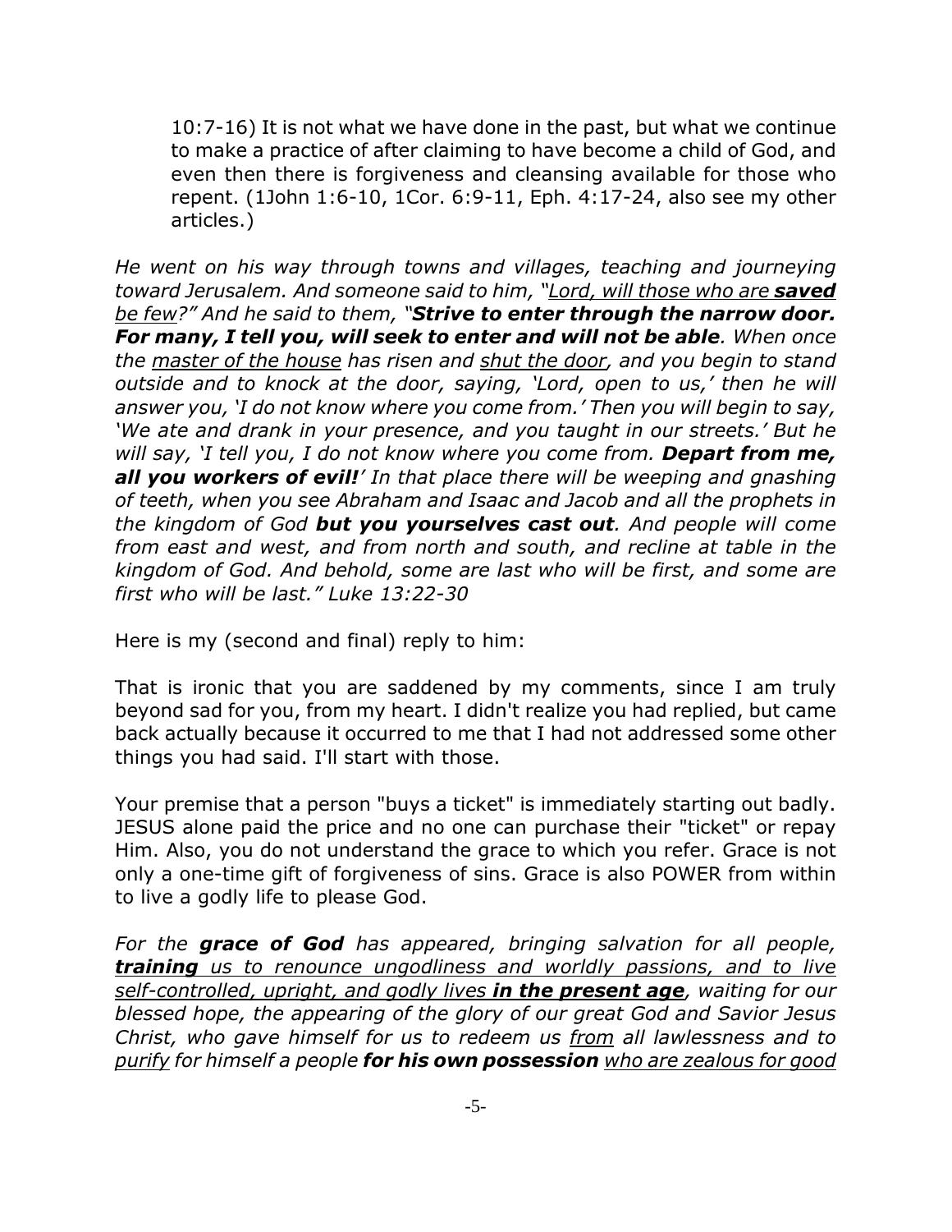10:7-16) It is not what we have done in the past, but what we continue to make a practice of after claiming to have become a child of God, and even then there is forgiveness and cleansing available for those who repent. (1John 1:6-10, 1Cor. 6:9-11, Eph. 4:17-24, also see my other articles.)

*He went on his way through towns and villages, teaching and journeying toward Jerusalem. And someone said to him, "<u>Lord, will those who are **saved** be few</u>?" And he said to them, "**Strive to enter through the narrow door. For many, I tell you, will seek to enter and will not be able**. When once the <u>master of the house</u> has risen and <u>shut the door</u>, and you begin to stand outside and to knock at the door, saying, 'Lord, open to us,' then he will answer you, 'I do not know where you come from.' Then you will begin to say, 'We ate and drank in your presence, and you taught in our streets.' But he will say, 'I tell you, I do not know where you come from. **Depart from me, all you workers of evil!**' In that place there will be weeping and gnashing of teeth, when you see Abraham and Isaac and Jacob and all the prophets in the kingdom of God **but you yourselves cast out**. And people will come from east and west, and from north and south, and recline at table in the kingdom of God. And behold, some are last who will be first, and some are first who will be last." Luke 13:22-30*

Here is my (second and final) reply to him:

That is ironic that you are saddened by my comments, since I am truly beyond sad for you, from my heart. I didn't realize you had replied, but came back actually because it occurred to me that I had not addressed some other things you had said. I'll start with those.

Your premise that a person "buys a ticket" is immediately starting out badly. JESUS alone paid the price and no one can purchase their "ticket" or repay Him. Also, you do not understand the grace to which you refer. Grace is not only a one-time gift of forgiveness of sins. Grace is also POWER from within to live a godly life to please God.

*For the **grace of God** has appeared, bringing salvation for all people, <u>**training** us to renounce ungodliness and worldly passions, and to live self-controlled, upright, and godly lives **in the present age**</u>, waiting for our blessed hope, the appearing of the glory of our great God and Savior Jesus Christ, who gave himself for us to redeem us <u>from</u> all lawlessness and to <u>purify</u> for himself a people **for his own possession** <u>who are zealous for good</u>*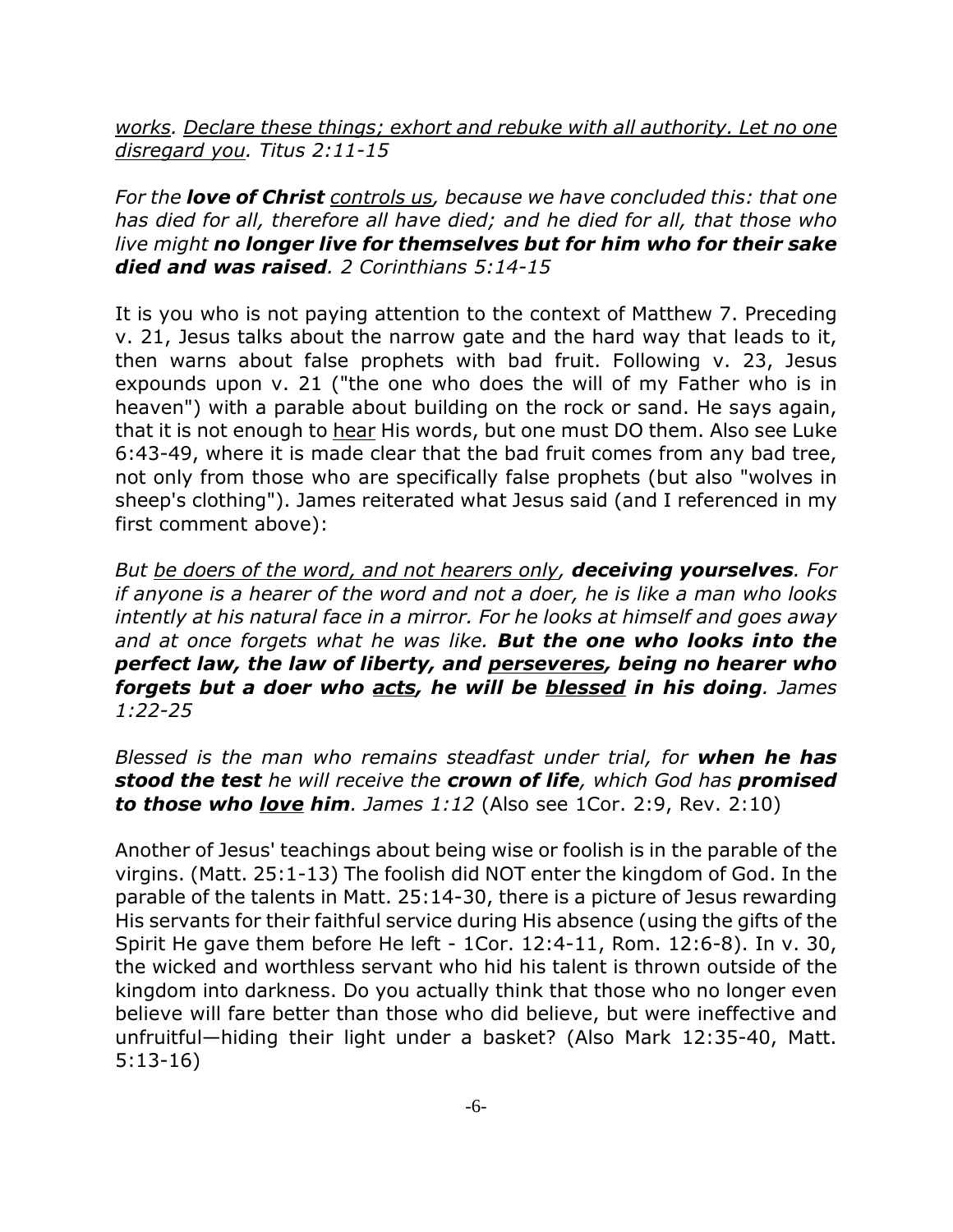*works. Declare these things; exhort and rebuke with all authority. Let no one disregard you. Titus 2:11-15*

*For the **love of Christ** controls us, because we have concluded this: that one has died for all, therefore all have died; and he died for all, that those who live might **no longer live for themselves but for him who for their sake died and was raised**. 2 Corinthians 5:14-15*

It is you who is not paying attention to the context of Matthew 7. Preceding v. 21, Jesus talks about the narrow gate and the hard way that leads to it, then warns about false prophets with bad fruit. Following v. 23, Jesus expounds upon v. 21 ("the one who does the will of my Father who is in heaven") with a parable about building on the rock or sand. He says again, that it is not enough to hear His words, but one must DO them. Also see Luke 6:43-49, where it is made clear that the bad fruit comes from any bad tree, not only from those who are specifically false prophets (but also "wolves in sheep's clothing"). James reiterated what Jesus said (and I referenced in my first comment above):

*But be doers of the word, and not hearers only, **deceiving yourselves**. For if anyone is a hearer of the word and not a doer, he is like a man who looks intently at his natural face in a mirror. For he looks at himself and goes away and at once forgets what he was like. **But the one who looks into the perfect law, the law of liberty, and perseveres, being no hearer who forgets but a doer who acts, he will be blessed in his doing**. James 1:22-25*

*Blessed is the man who remains steadfast under trial, for **when he has stood the test** he will receive the **crown of life**, which God has **promised to those who love him**. James 1:12* (Also see 1Cor. 2:9, Rev. 2:10)

Another of Jesus' teachings about being wise or foolish is in the parable of the virgins. (Matt. 25:1-13) The foolish did NOT enter the kingdom of God. In the parable of the talents in Matt. 25:14-30, there is a picture of Jesus rewarding His servants for their faithful service during His absence (using the gifts of the Spirit He gave them before He left - 1Cor. 12:4-11, Rom. 12:6-8). In v. 30, the wicked and worthless servant who hid his talent is thrown outside of the kingdom into darkness. Do you actually think that those who no longer even believe will fare better than those who did believe, but were ineffective and unfruitful—hiding their light under a basket? (Also Mark 12:35-40, Matt. 5:13-16)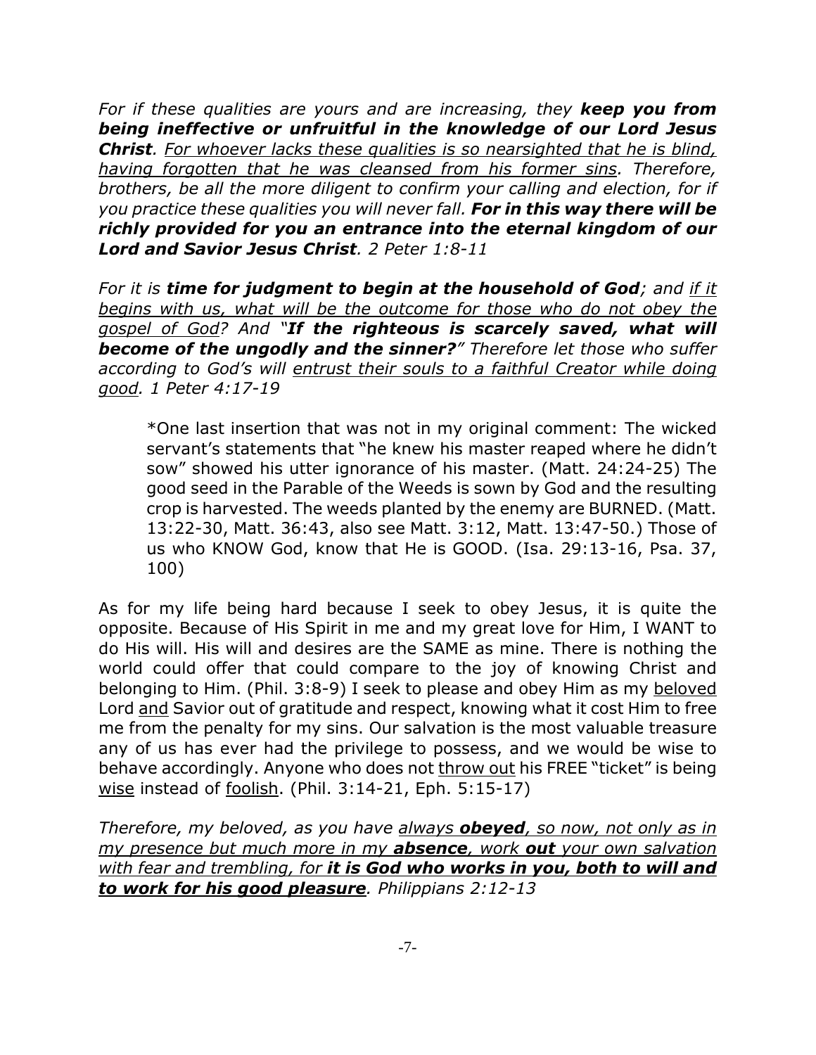*For if these qualities are yours and are increasing, they **keep you from being ineffective or unfruitful in the knowledge of our Lord Jesus Christ**. <u>For whoever lacks these qualities is so nearsighted that he is blind, having forgotten that he was cleansed from his former sins</u>. Therefore, brothers, be all the more diligent to confirm your calling and election, for if you practice these qualities you will never fall. **For in this way there will be richly provided for you an entrance into the eternal kingdom of our Lord and Savior Jesus Christ**. 2 Peter 1:8-11*

*For it is **time for judgment to begin at the household of God**; and <u>if it begins with us, what will be the outcome for those who do not obey the gospel of God</u>? And "**If the righteous is scarcely saved, what will become of the ungodly and the sinner?**" Therefore let those who suffer according to God's will <u>entrust their souls to a faithful Creator while doing good</u>. 1 Peter 4:17-19*

> *One last insertion that was not in my original comment: The wicked servant's statements that "he knew his master reaped where he didn't sow" showed his utter ignorance of his master. (Matt. 24:24-25) The good seed in the Parable of the Weeds is sown by God and the resulting crop is harvested. The weeds planted by the enemy are BURNED. (Matt. 13:22-30, Matt. 36:43, also see Matt. 3:12, Matt. 13:47-50.) Those of us who KNOW God, know that He is GOOD. (Isa. 29:13-16, Psa. 37, 100)

As for my life being hard because I seek to obey Jesus, it is quite the opposite. Because of His Spirit in me and my great love for Him, I WANT to do His will. His will and desires are the SAME as mine. There is nothing the world could offer that could compare to the joy of knowing Christ and belonging to Him. (Phil. 3:8-9) I seek to please and obey Him as my <u>beloved</u> Lord <u>and</u> Savior out of gratitude and respect, knowing what it cost Him to free me from the penalty for my sins. Our salvation is the most valuable treasure any of us has ever had the privilege to possess, and we would be wise to behave accordingly. Anyone who does not <u>throw out</u> his FREE "ticket" is being <u>wise</u> instead of <u>foolish</u>. (Phil. 3:14-21, Eph. 5:15-17)

*Therefore, my beloved, as you have <u>always **obeyed**, so now, not only as in my presence but much more in my **absence**, work **out** your own salvation with fear and trembling, for **it is God who works in you, both to will and to work for his good pleasure**</u>. Philippians 2:12-13*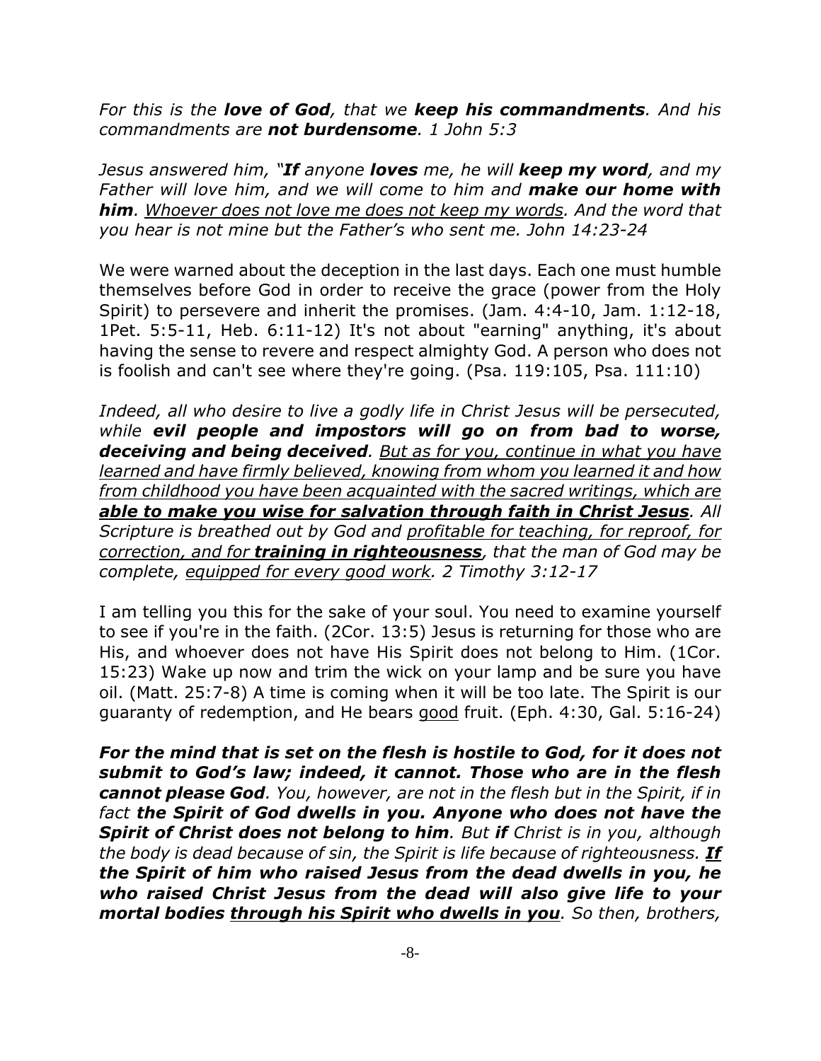*For this is the **love of God**, that we **keep his commandments**. And his commandments are **not burdensome**. 1 John 5:3*

*Jesus answered him, "**If** anyone **loves** me, he will **keep my word**, and my Father will love him, and we will come to him and **make our home with him**. <u>Whoever does not love me does not keep my words</u>. And the word that you hear is not mine but the Father's who sent me. John 14:23-24*

We were warned about the deception in the last days. Each one must humble themselves before God in order to receive the grace (power from the Holy Spirit) to persevere and inherit the promises. (Jam. 4:4-10, Jam. 1:12-18, 1Pet. 5:5-11, Heb. 6:11-12) It's not about "earning" anything, it's about having the sense to revere and respect almighty God. A person who does not is foolish and can't see where they're going. (Psa. 119:105, Psa. 111:10)

*Indeed, all who desire to live a godly life in Christ Jesus will be persecuted, while **evil people and impostors will go on from bad to worse, deceiving and being deceived**. <u>But as for you, continue in what you have learned and have firmly believed, knowing from whom you learned it and how from childhood you have been acquainted with the sacred writings, which are **able to make you wise for salvation through faith in Christ Jesus**</u>. All Scripture is breathed out by God and <u>profitable for teaching, for reproof, for correction, and for **training in righteousness**</u>, that the man of God may be complete, <u>equipped for every good work</u>. 2 Timothy 3:12-17*

I am telling you this for the sake of your soul. You need to examine yourself to see if you're in the faith. (2Cor. 13:5) Jesus is returning for those who are His, and whoever does not have His Spirit does not belong to Him. (1Cor. 15:23) Wake up now and trim the wick on your lamp and be sure you have oil. (Matt. 25:7-8) A time is coming when it will be too late. The Spirit is our guaranty of redemption, and He bears <u>good</u> fruit. (Eph. 4:30, Gal. 5:16-24)

***For the mind that is set on the flesh is hostile to God, for it does not submit to God's law; indeed, it cannot. Those who are in the flesh cannot please God**. You, however, are not in the flesh but in the Spirit, if in fact **the Spirit of God dwells in you. Anyone who does not have the Spirit of Christ does not belong to him**. But **if** Christ is in you, although the body is dead because of sin, the Spirit is life because of righteousness. **<u>If</u> the Spirit of him who raised Jesus from the dead dwells in you, he who raised Christ Jesus from the dead will also give life to your mortal bodies <u>through his Spirit who dwells in you</u>**. So then, brothers,*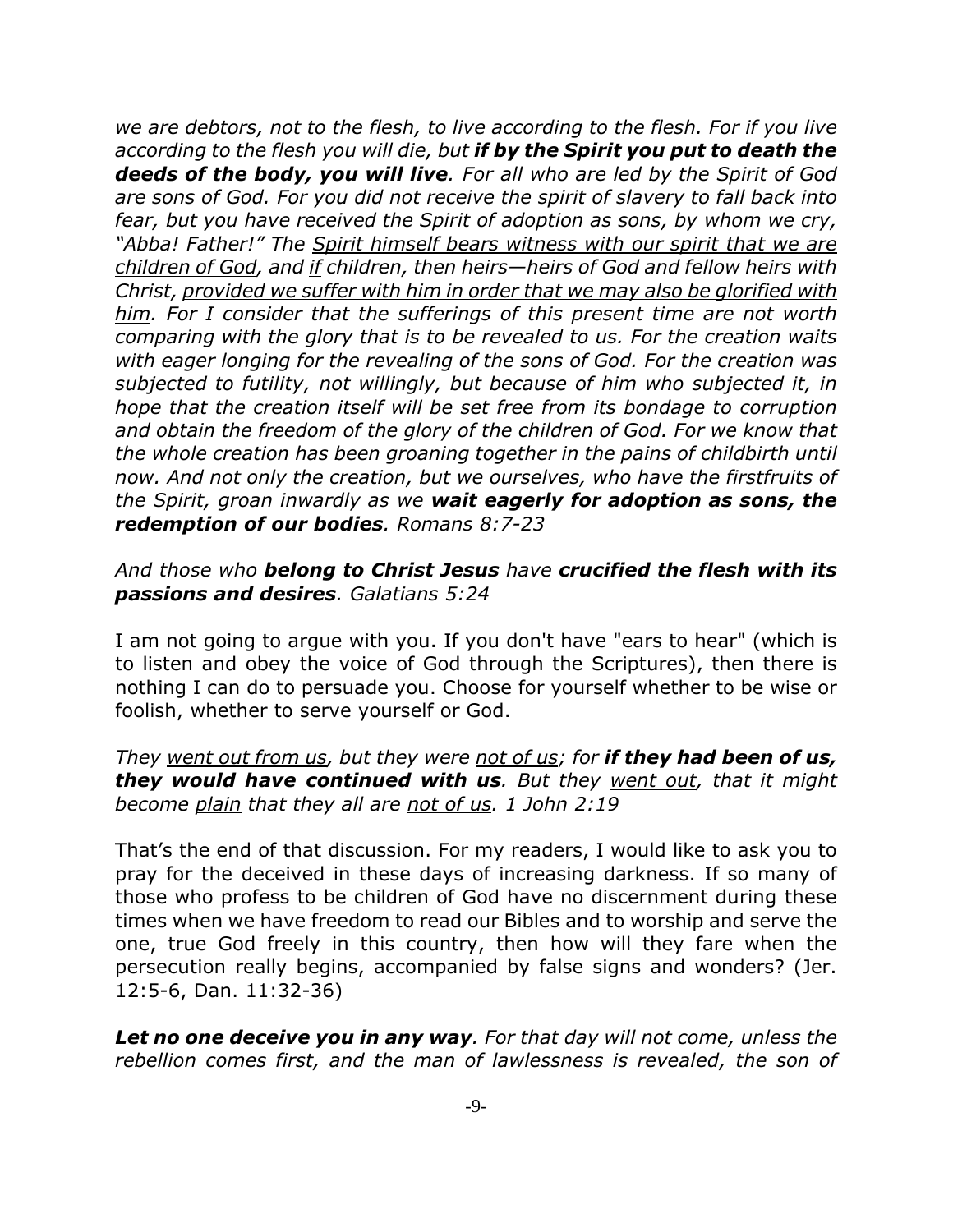*we are debtors, not to the flesh, to live according to the flesh. For if you live according to the flesh you will die, but **if by the Spirit you put to death the deeds of the body, you will live**. For all who are led by the Spirit of God are sons of God. For you did not receive the spirit of slavery to fall back into fear, but you have received the Spirit of adoption as sons, by whom we cry, "Abba! Father!" The <u>Spirit himself bears witness with our spirit that we are children of God</u>, and <u>if</u> children, then heirs—heirs of God and fellow heirs with Christ, <u>provided we suffer with him in order that we may also be glorified with him</u>. For I consider that the sufferings of this present time are not worth comparing with the glory that is to be revealed to us. For the creation waits with eager longing for the revealing of the sons of God. For the creation was subjected to futility, not willingly, but because of him who subjected it, in hope that the creation itself will be set free from its bondage to corruption and obtain the freedom of the glory of the children of God. For we know that the whole creation has been groaning together in the pains of childbirth until now. And not only the creation, but we ourselves, who have the firstfruits of the Spirit, groan inwardly as we **wait eagerly for adoption as sons, the redemption of our bodies**. Romans 8:7-23*

*And those who **belong to Christ Jesus** have **crucified the flesh with its passions and desires**. Galatians 5:24*

I am not going to argue with you. If you don't have "ears to hear" (which is to listen and obey the voice of God through the Scriptures), then there is nothing I can do to persuade you. Choose for yourself whether to be wise or foolish, whether to serve yourself or God.

*They <u>went out from us</u>, but they were <u>not of us</u>; for **if they had been of us, they would have continued with us**. But they <u>went out</u>, that it might become <u>plain</u> that they all are <u>not of us</u>. 1 John 2:19*

That's the end of that discussion. For my readers, I would like to ask you to pray for the deceived in these days of increasing darkness. If so many of those who profess to be children of God have no discernment during these times when we have freedom to read our Bibles and to worship and serve the one, true God freely in this country, then how will they fare when the persecution really begins, accompanied by false signs and wonders? (Jer. 12:5-6, Dan. 11:32-36)

***Let no one deceive you in any way**. For that day will not come, unless the rebellion comes first, and the man of lawlessness is revealed, the son of*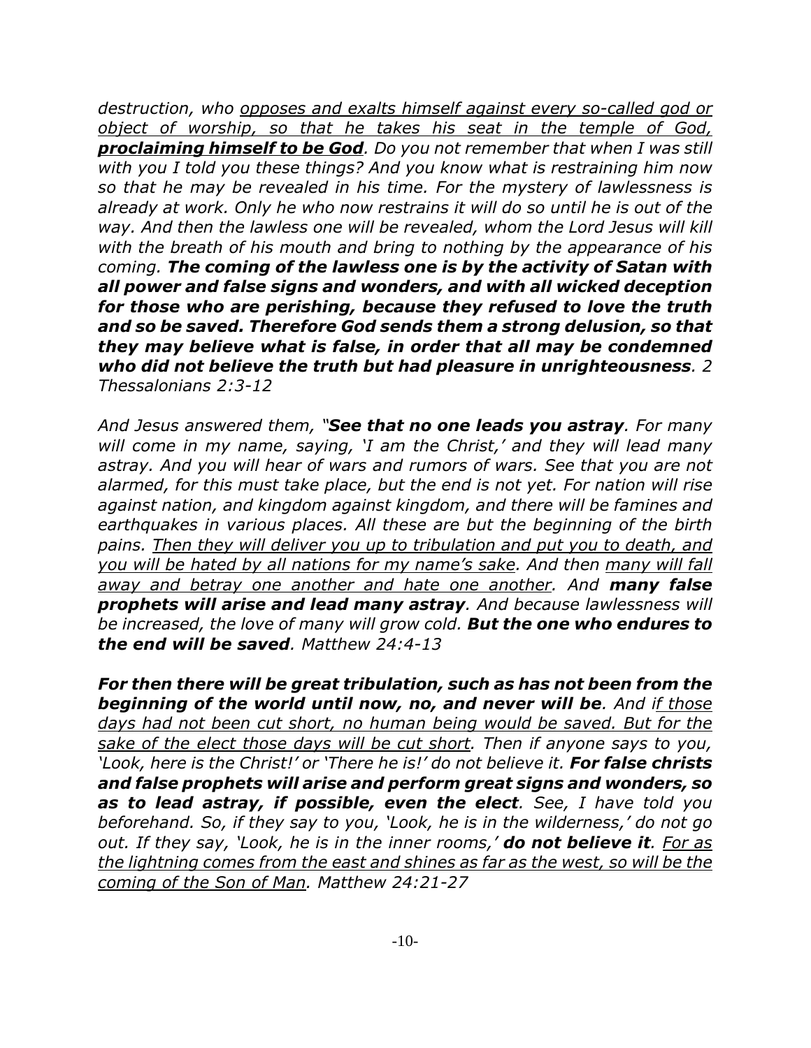*destruction, who <u>opposes and exalts himself against every so-called god or object of worship, so that he takes his seat in the temple of God, **proclaiming himself to be God**</u>. Do you not remember that when I was still with you I told you these things? And you know what is restraining him now so that he may be revealed in his time. For the mystery of lawlessness is already at work. Only he who now restrains it will do so until he is out of the way. And then the lawless one will be revealed, whom the Lord Jesus will kill with the breath of his mouth and bring to nothing by the appearance of his coming. **The coming of the lawless one is by the activity of Satan with all power and false signs and wonders, and with all wicked deception for those who are perishing, because they refused to love the truth and so be saved. Therefore God sends them a strong delusion, so that they may believe what is false, in order that all may be condemned who did not believe the truth but had pleasure in unrighteousness**. 2 Thessalonians 2:3-12*

*And Jesus answered them, "**See that no one leads you astray**. For many will come in my name, saying, 'I am the Christ,' and they will lead many astray. And you will hear of wars and rumors of wars. See that you are not alarmed, for this must take place, but the end is not yet. For nation will rise against nation, and kingdom against kingdom, and there will be famines and earthquakes in various places. All these are but the beginning of the birth pains. <u>Then they will deliver you up to tribulation and put you to death, and you will be hated by all nations for my name's sake</u>. And then <u>many will fall away and betray one another and hate one another</u>. And **many false prophets will arise and lead many astray**. And because lawlessness will be increased, the love of many will grow cold. **But the one who endures to the end will be saved**. Matthew 24:4-13*

***For then there will be great tribulation, such as has not been from the beginning of the world until now, no, and never will be**. And i<u>f those days had not been cut short, no human being would be saved. But for the sake of the elect those days will be cut short</u>. Then if anyone says to you, 'Look, here is the Christ!' or 'There he is!' do not believe it. **For false christs and false prophets will arise and perform great signs and wonders, so as to lead astray, if possible, even the elect**. See, I have told you beforehand. So, if they say to you, 'Look, he is in the wilderness,' do not go out. If they say, 'Look, he is in the inner rooms,' **do not believe it**. <u>For as the lightning comes from the east and shines as far as the west, so will be the coming of the Son of Man</u>. Matthew 24:21-27*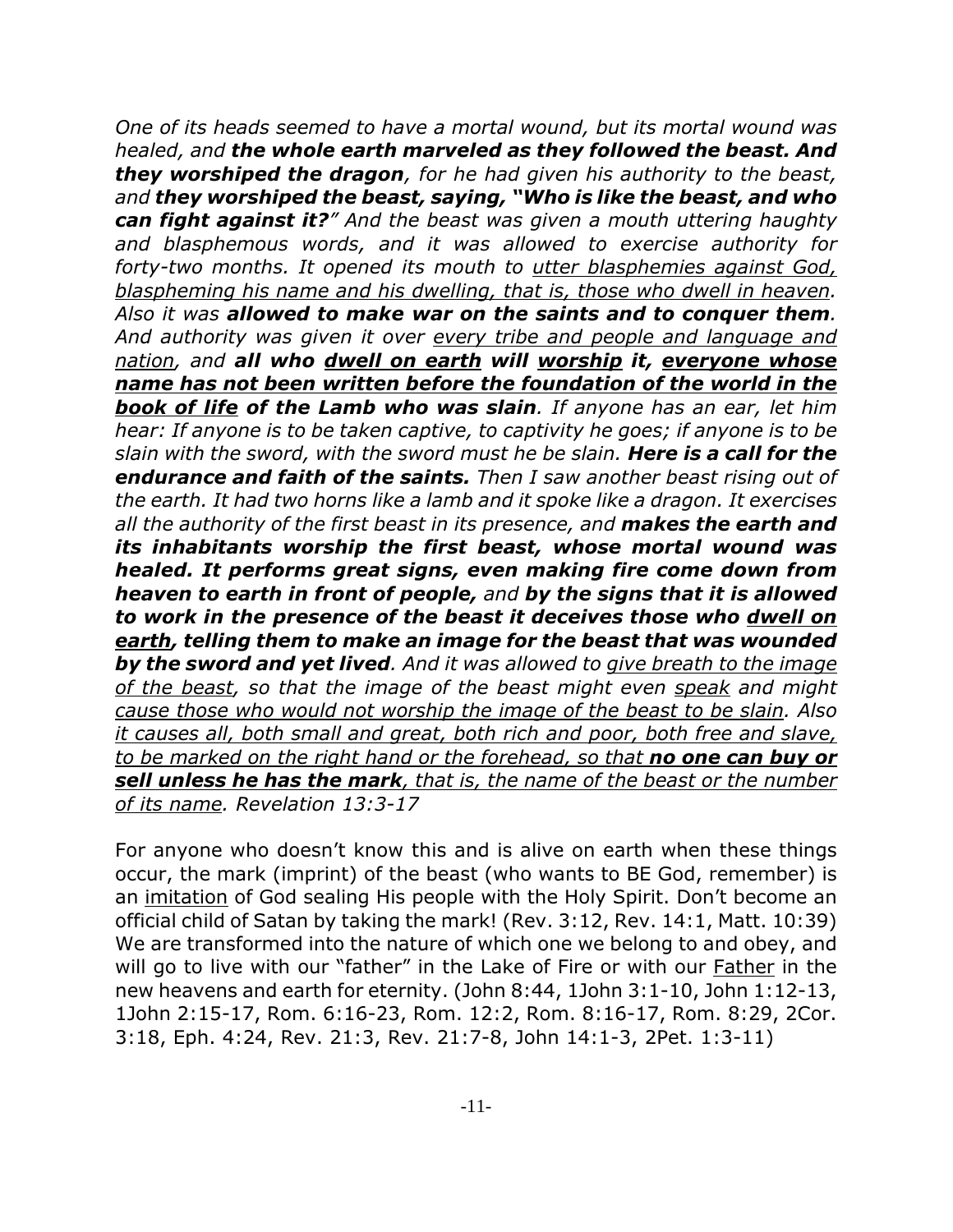*One of its heads seemed to have a mortal wound, but its mortal wound was healed, and **the whole earth marveled as they followed the beast. And they worshiped the dragon**, for he had given his authority to the beast, and **they worshiped the beast, saying, "Who is like the beast, and who can fight against it?"** And the beast was given a mouth uttering haughty and blasphemous words, and it was allowed to exercise authority for forty-two months. It opened its mouth to <u>utter blasphemies against God, blaspheming his name and his dwelling, that is, those who dwell in heaven</u>. Also it was **allowed to make war on the saints and to conquer them**. And authority was given it over <u>every tribe and people and language and nation</u>, and **all who <u>dwell on earth</u> will <u>worship</u> it, <u>everyone whose name has not been written before the foundation of the world in the book of life</u> of the Lamb who was slain**. If anyone has an ear, let him hear: If anyone is to be taken captive, to captivity he goes; if anyone is to be slain with the sword, with the sword must he be slain. **Here is a call for the endurance and faith of the saints.** Then I saw another beast rising out of the earth. It had two horns like a lamb and it spoke like a dragon. It exercises all the authority of the first beast in its presence, and **makes the earth and its inhabitants worship the first beast, whose mortal wound was healed. It performs great signs, even making fire come down from heaven to earth in front of people,** and **by the signs that it is allowed to work in the presence of the beast it deceives those who <u>dwell on earth</u>, telling them to make an image for the beast that was wounded by the sword and yet lived**. And it was allowed to <u>give breath to the image of the beast</u>, so that the image of the beast might even <u>speak</u> and might <u>cause those who would not worship the image of the beast to be slain</u>. Also <u>it causes all, both small and great, both rich and poor, both free and slave, to be marked on the right hand or the forehead, so that **no one can buy or sell unless he has the mark**, that is, the name of the beast or the number of its name</u>. Revelation 13:3-17*

For anyone who doesn't know this and is alive on earth when these things occur, the mark (imprint) of the beast (who wants to BE God, remember) is an <u>imitation</u> of God sealing His people with the Holy Spirit. Don't become an official child of Satan by taking the mark! (Rev. 3:12, Rev. 14:1, Matt. 10:39) We are transformed into the nature of which one we belong to and obey, and will go to live with our "father" in the Lake of Fire or with our <u>Father</u> in the new heavens and earth for eternity. (John 8:44, 1John 3:1-10, John 1:12-13, 1John 2:15-17, Rom. 6:16-23, Rom. 12:2, Rom. 8:16-17, Rom. 8:29, 2Cor. 3:18, Eph. 4:24, Rev. 21:3, Rev. 21:7-8, John 14:1-3, 2Pet. 1:3-11)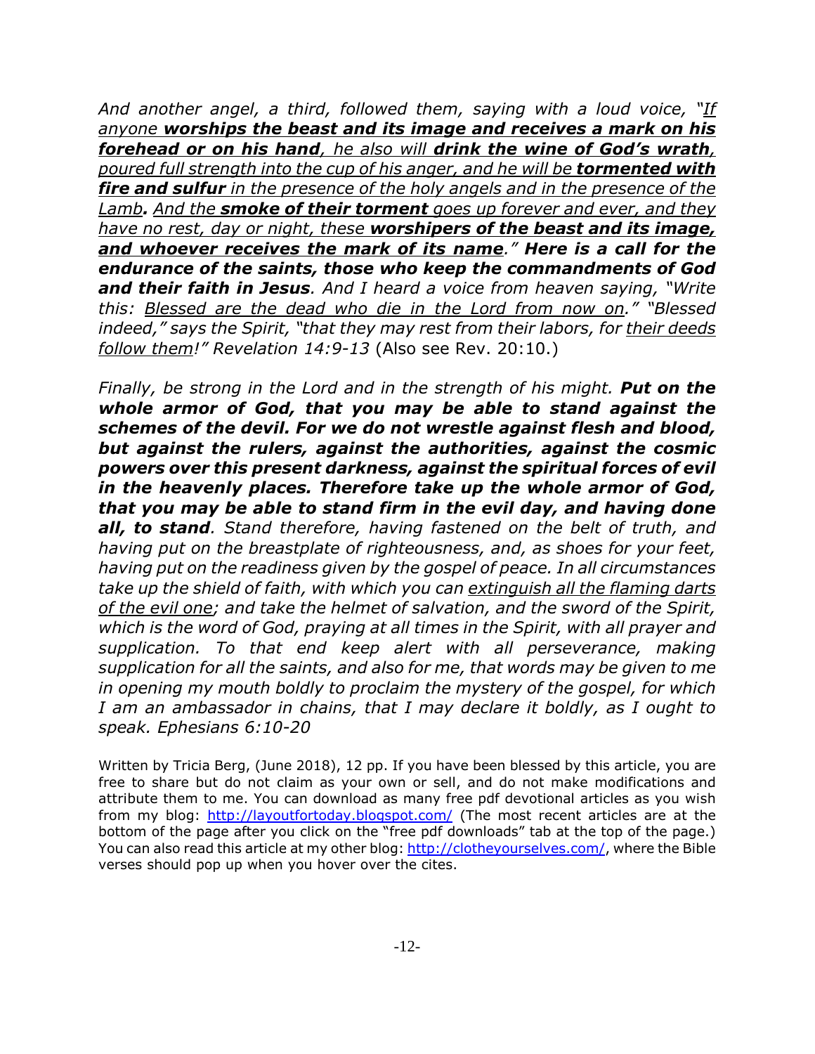*And another angel, a third, followed them, saying with a loud voice, "If anyone **worships the beast and its image and receives a mark on his forehead or on his hand**, he also will **drink the wine of God's wrath**, poured full strength into the cup of his anger, and he will be **tormented with fire and sulfur** in the presence of the holy angels and in the presence of the Lamb**.** And the **smoke of their torment** goes up forever and ever, and they have no rest, day or night, these **worshipers of the beast and its image, and whoever receives the mark of its name**." **Here is a call for the endurance of the saints, those who keep the commandments of God and their faith in Jesus**. And I heard a voice from heaven saying, "Write this: Blessed are the dead who die in the Lord from now on." "Blessed indeed," says the Spirit, "that they may rest from their labors, for their deeds follow them!" Revelation 14:9-13* (Also see Rev. 20:10.)

*Finally, be strong in the Lord and in the strength of his might. **Put on the whole armor of God, that you may be able to stand against the schemes of the devil. For we do not wrestle against flesh and blood, but against the rulers, against the authorities, against the cosmic powers over this present darkness, against the spiritual forces of evil in the heavenly places. Therefore take up the whole armor of God, that you may be able to stand firm in the evil day, and having done all, to stand**. Stand therefore, having fastened on the belt of truth, and having put on the breastplate of righteousness, and, as shoes for your feet, having put on the readiness given by the gospel of peace. In all circumstances take up the shield of faith, with which you can extinguish all the flaming darts of the evil one; and take the helmet of salvation, and the sword of the Spirit, which is the word of God, praying at all times in the Spirit, with all prayer and supplication. To that end keep alert with all perseverance, making supplication for all the saints, and also for me, that words may be given to me in opening my mouth boldly to proclaim the mystery of the gospel, for which I am an ambassador in chains, that I may declare it boldly, as I ought to speak. Ephesians 6:10-20*

Written by Tricia Berg, (June 2018), 12 pp. If you have been blessed by this article, you are free to share but do not claim as your own or sell, and do not make modifications and attribute them to me. You can download as many free pdf devotional articles as you wish from my blog: http://layoutfortoday.blogspot.com/ (The most recent articles are at the bottom of the page after you click on the "free pdf downloads" tab at the top of the page.) You can also read this article at my other blog: http://clotheyourselves.com/, where the Bible verses should pop up when you hover over the cites.